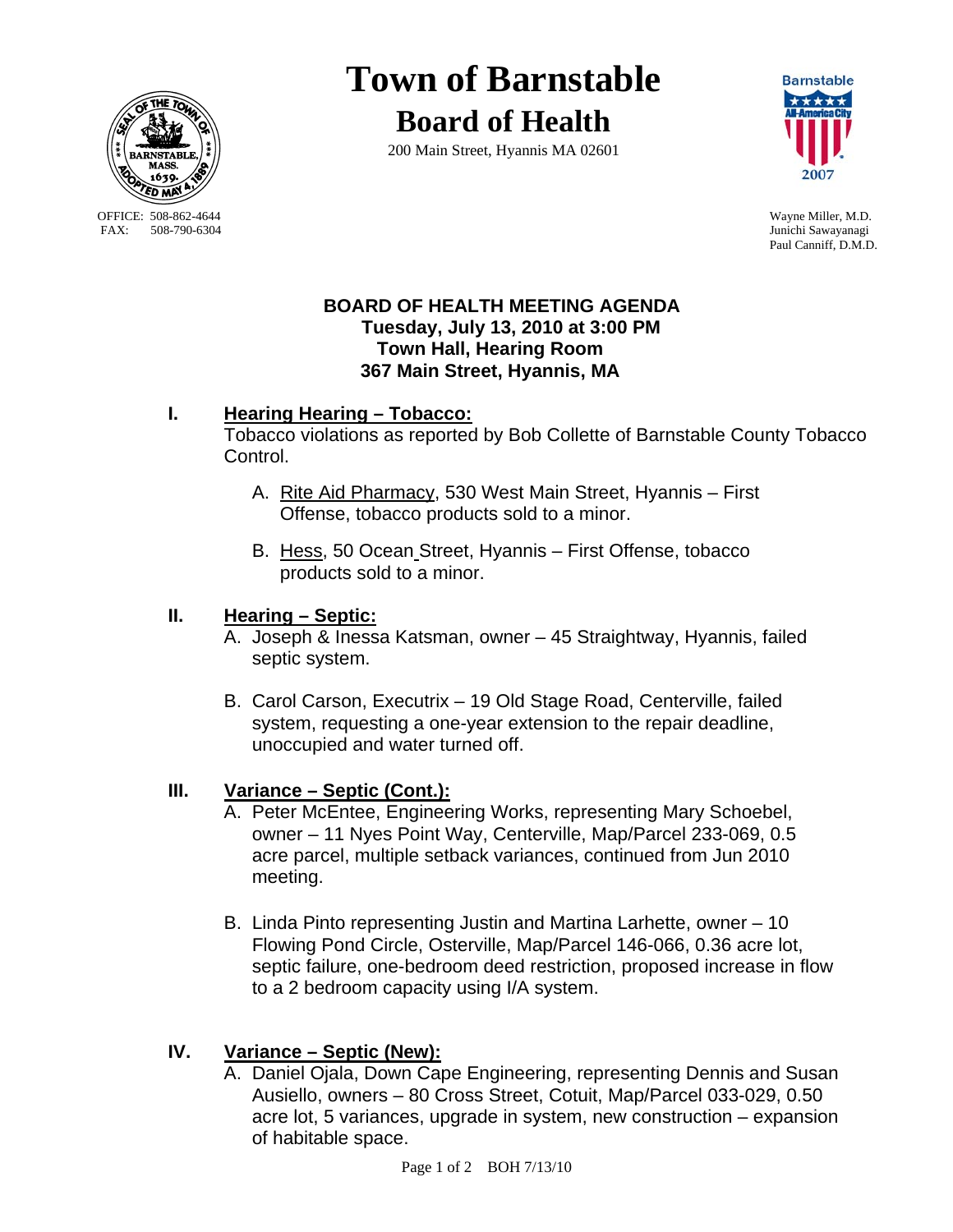# Town of Barnstable

## Board of Health

200 Main Street, Hyannis MA 02601

OFFICE: 508-862-4644
FAX: 508-790-6304

Wayne Miller, M.D.
Junichi Sawayanagi
Paul Canniff, D.M.D.

**BOARD OF HEALTH MEETING AGENDA**
**Tuesday, July 13, 2010 at 3:00 PM**
**Town Hall, Hearing Room**
**367 Main Street, Hyannis, MA**

## I. Hearing Hearing – Tobacco:

Tobacco violations as reported by Bob Collette of Barnstable County Tobacco Control.

A. Rite Aid Pharmacy, 530 West Main Street, Hyannis – First Offense, tobacco products sold to a minor.

B. Hess, 50 Ocean Street, Hyannis – First Offense, tobacco products sold to a minor.

## II. Hearing – Septic:

A. Joseph & Inessa Katsman, owner – 45 Straightway, Hyannis, failed septic system.

B. Carol Carson, Executrix – 19 Old Stage Road, Centerville, failed system, requesting a one-year extension to the repair deadline, unoccupied and water turned off.

## III. Variance – Septic (Cont.):

A. Peter McEntee, Engineering Works, representing Mary Schoebel, owner – 11 Nyes Point Way, Centerville, Map/Parcel 233-069, 0.5 acre parcel, multiple setback variances, continued from Jun 2010 meeting.

B. Linda Pinto representing Justin and Martina Larhette, owner – 10 Flowing Pond Circle, Osterville, Map/Parcel 146-066, 0.36 acre lot, septic failure, one-bedroom deed restriction, proposed increase in flow to a 2 bedroom capacity using I/A system.

## IV. Variance – Septic (New):

A. Daniel Ojala, Down Cape Engineering, representing Dennis and Susan Ausiello, owners – 80 Cross Street, Cotuit, Map/Parcel 033-029, 0.50 acre lot, 5 variances, upgrade in system, new construction – expansion of habitable space.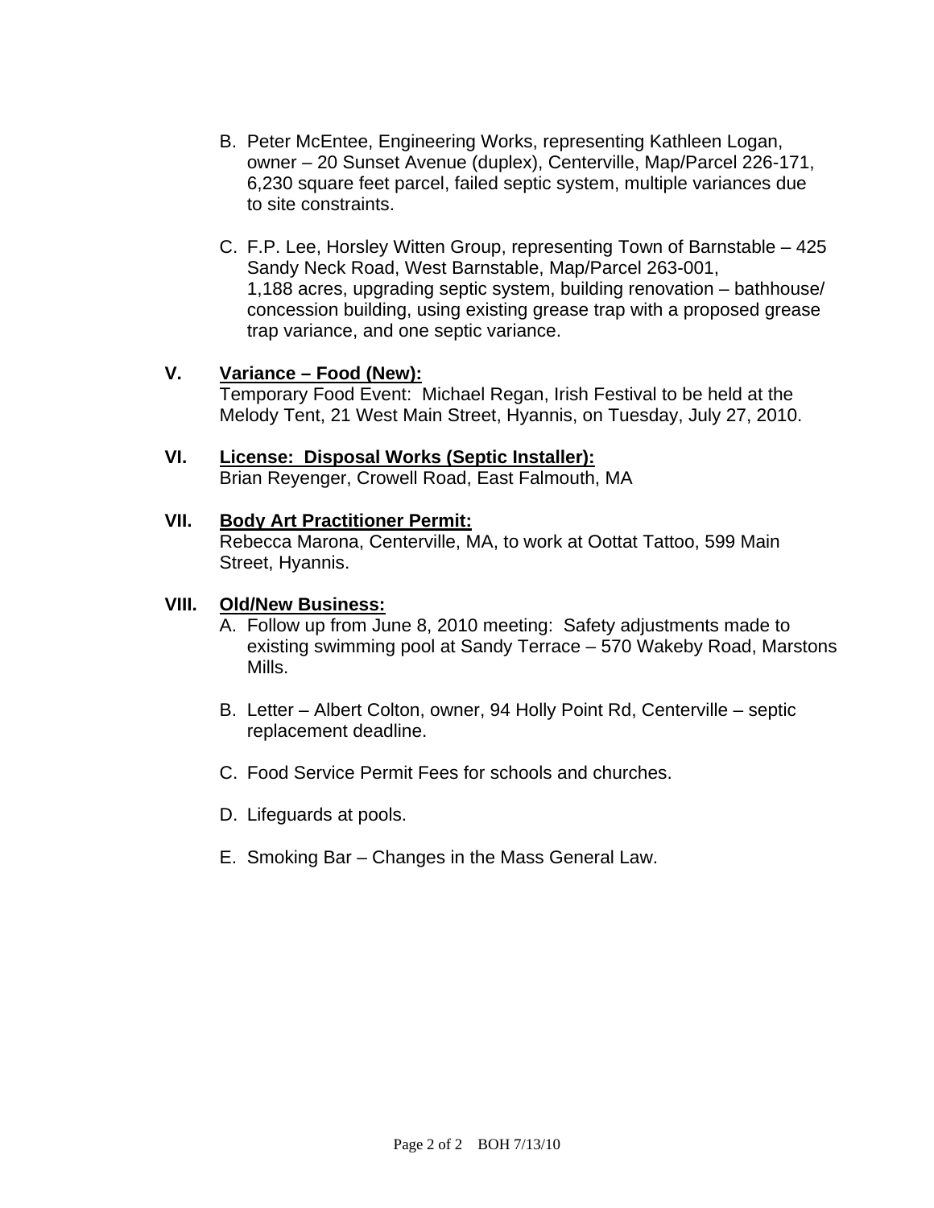B. Peter McEntee, Engineering Works, representing Kathleen Logan, owner – 20 Sunset Avenue (duplex), Centerville, Map/Parcel 226-171, 6,230 square feet parcel, failed septic system, multiple variances due to site constraints.

C. F.P. Lee, Horsley Witten Group, representing Town of Barnstable – 425 Sandy Neck Road, West Barnstable, Map/Parcel 263-001, 1,188 acres, upgrading septic system, building renovation – bathhouse/ concession building, using existing grease trap with a proposed grease trap variance, and one septic variance.

**V. <u>Variance – Food (New):</u>**

Temporary Food Event: Michael Regan, Irish Festival to be held at the Melody Tent, 21 West Main Street, Hyannis, on Tuesday, July 27, 2010.

**VI. <u>License: Disposal Works (Septic Installer):</u>**

Brian Reyenger, Crowell Road, East Falmouth, MA

**VII. <u>Body Art Practitioner Permit:</u>**

Rebecca Marona, Centerville, MA, to work at Oottat Tattoo, 599 Main Street, Hyannis.

**VIII. <u>Old/New Business:</u>**

A. Follow up from June 8, 2010 meeting: Safety adjustments made to existing swimming pool at Sandy Terrace – 570 Wakeby Road, Marstons Mills.

B. Letter – Albert Colton, owner, 94 Holly Point Rd, Centerville – septic replacement deadline.

C. Food Service Permit Fees for schools and churches.

D. Lifeguards at pools.

E. Smoking Bar – Changes in the Mass General Law.